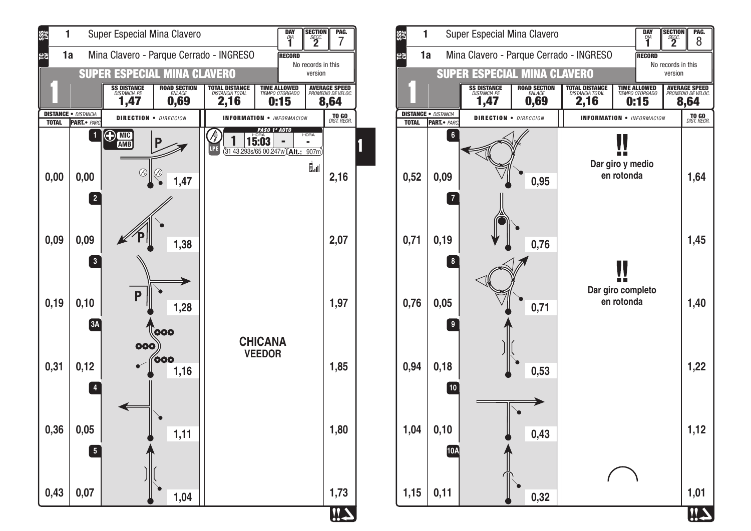| SSS LPE | 1 | Super Especial Mina Clavero | DAY DÍA 1 | SECTION SECC. 2 | PAG. 7 |
|---|---|---|---|---|---|
| TC CH | 1a | Mina Clavero - Parque Cerrado - INGRESO | RECORD: No records in this version | | |

## SUPER ESPECIAL MINA CLAVERO

| | SS DISTANCE *DISTANCIA PE* | ROAD SECTION *ENLACE* | TOTAL DISTANCE *DISTANCIA TOTAL* | TIME ALLOWED *TIEMPO OTORGADO* | AVERAGE SPEED *PROMEDIO DE VELOC.* |
|---|---|---|---|---|---|
| 1 | 1,47 | 0,69 | 2,16 | 0:15 | 8,64 |

| DISTANCE • *DISTANCIA* TOTAL | PART. • *PARC* | # | DIRECTION • *DIRECCION* | INFORMATION • *INFORMACION* | TO GO *DIST. REGR.* |
|---|---|---|---|---|---|
| 0,00 | 0,00 | 1 | MIC AMB, P — 1,47 | LPE — 1 — PASO 1° AUTO HORA 15:03 — HORA - ; 31 43.293s/65 00.247w Alt.: 907m | 2,16 |
| 0,09 | 0,09 | 2 | P — 1,38 | | 2,07 |
| 0,19 | 0,10 | 3 | P — 1,28 | | 1,97 |
| 0,31 | 0,12 | 3A | 1,16 | **CHICANA VEEDOR** | 1,85 |
| 0,36 | 0,05 | 4 | 1,11 | | 1,80 |
| 0,43 | 0,07 | 5 | 1,04 | | 1,73 |

| SSS LPE | 1 | Super Especial Mina Clavero | DAY DÍA 1 | SECTION SECC. 2 | PAG. 8 |
|---|---|---|---|---|---|
| TC CH | 1a | Mina Clavero - Parque Cerrado - INGRESO | RECORD: No records in this version | | |

## SUPER ESPECIAL MINA CLAVERO

| | SS DISTANCE *DISTANCIA PE* | ROAD SECTION *ENLACE* | TOTAL DISTANCE *DISTANCIA TOTAL* | TIME ALLOWED *TIEMPO OTORGADO* | AVERAGE SPEED *PROMEDIO DE VELOC.* |
|---|---|---|---|---|---|
| 1 | 1,47 | 0,69 | 2,16 | 0:15 | 8,64 |

| DISTANCE • *DISTANCIA* TOTAL | PART. • *PARC* | # | DIRECTION • *DIRECCION* | INFORMATION • *INFORMACION* | TO GO *DIST. REGR.* |
|---|---|---|---|---|---|
| 0,52 | 0,09 | 6 | 0,95 | !! **Dar giro y medio en rotonda** | 1,64 |
| 0,71 | 0,19 | 7 | 0,76 | | 1,45 |
| 0,76 | 0,05 | 8 | 0,71 | !! **Dar giro completo en rotonda** | 1,40 |
| 0,94 | 0,18 | 9 | 0,53 | | 1,22 |
| 1,04 | 0,10 | 10 | 0,43 | | 1,12 |
| 1,15 | 0,11 | 10A | 0,32 | | 1,01 |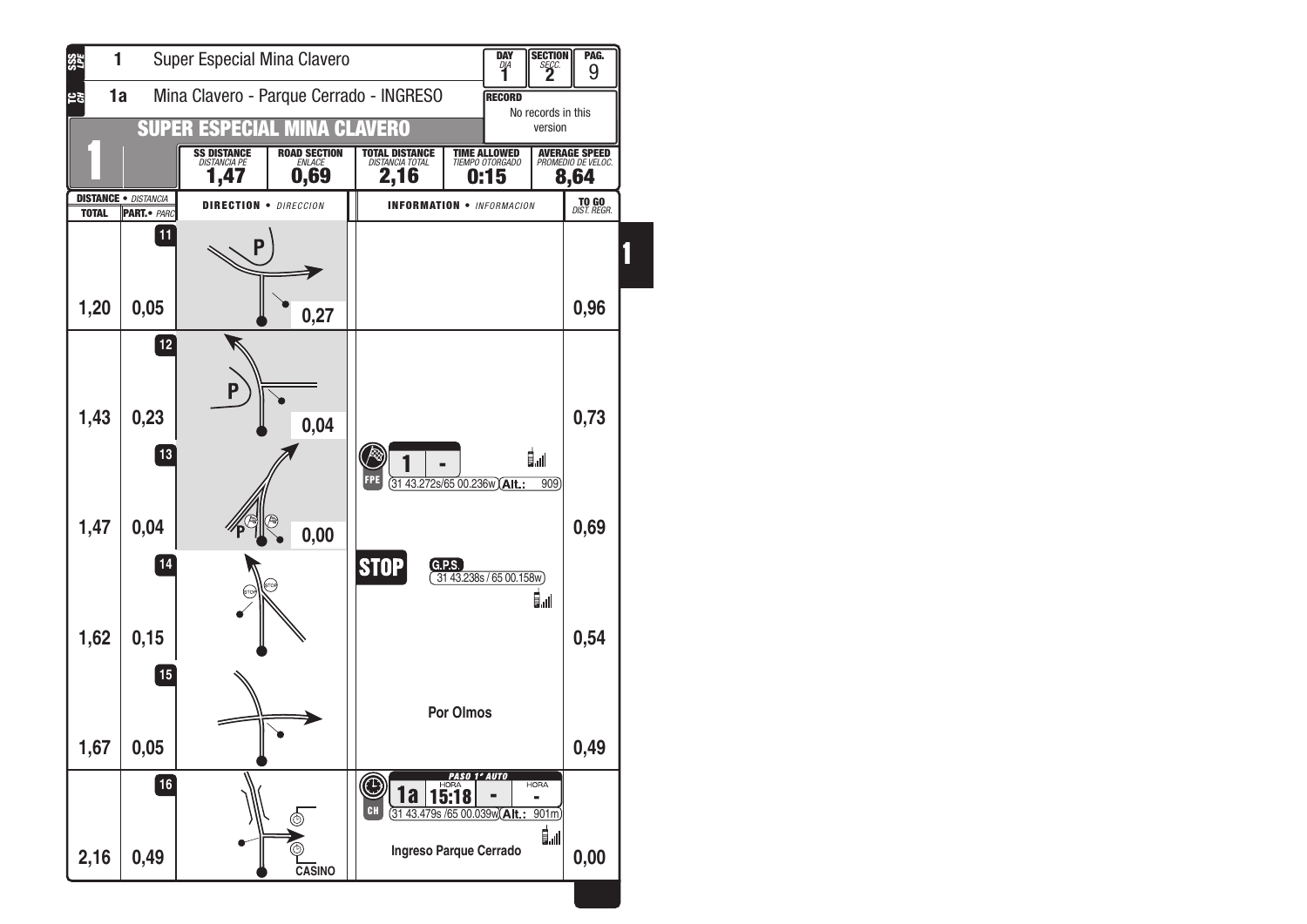| SSS LPE | 1 | Super Especial Mina Clavero | DAY DÍA 1 | SECTION SECC. 2 | PAG. 9 |
|---|---|---|---|---|---|
| TC CH | 1a | Mina Clavero - Parque Cerrado - INGRESO | RECORD No records in this version | | |

## SUPER ESPECIAL MINA CLAVERO

**1**

| SS DISTANCE *DISTANCIA PE* | ROAD SECTION *ENLACE* | TOTAL DISTANCE *DISTANCIA TOTAL* | TIME ALLOWED *TIEMPO OTORGADO* | AVERAGE SPEED *PROMEDIO DE VELOC.* |
|---|---|---|---|---|
| 1,47 | 0,69 | 2,16 | 0:15 | 8,64 |

| DISTANCE • *DISTANCIA* TOTAL | PART. • *PARC* | # | DIRECTION • *DIRECCION* | INFORMATION • *INFORMACION* | TO GO *DIST. REGR.* |
|---|---|---|---|---|---|
| 1,20 | 0,05 | 11 | P 0,27 | | 0,96 |
| 1,43 | 0,23 | 12 | P 0,04 | | 0,73 |
| 1,47 | 0,04 | 13 | P 0,00 | FPE 1 - (31 43.272s/65 00.236w) Alt.: 909 | 0,69 |
| 1,62 | 0,15 | 14 | STOP STOP | STOP G.P.S. 31 43.238s / 65 00.158w | 0,54 |
| 1,67 | 0,05 | 15 | | Por Olmos | 0,49 |
| 2,16 | 0,49 | 16 | CASINO | CH PASO 1° AUTO 1a HORA 15:18 - HORA - (31 43.479s /65 00.039w) Alt.: 901m Ingreso Parque Cerrado | 0,00 |